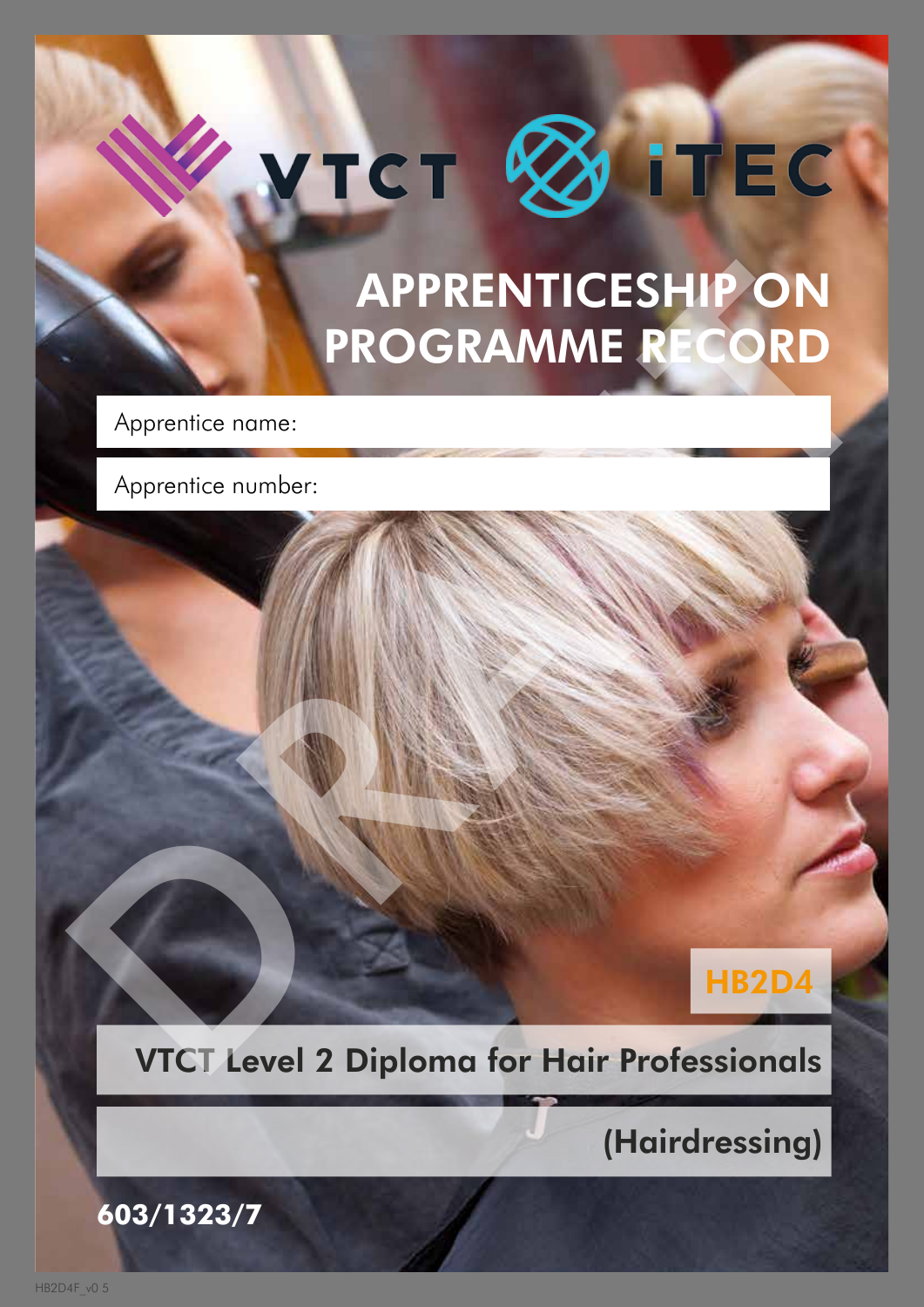VTCT iTEC

# APPRENTICESHIP ON PROGRAMME RECORD

Apprentice name:

Apprentice number:

HB2D4

## VTCT Level 2 Diploma for Hair Professionals (Hairdressing)

603/1323/7

HB2D4F_v0 5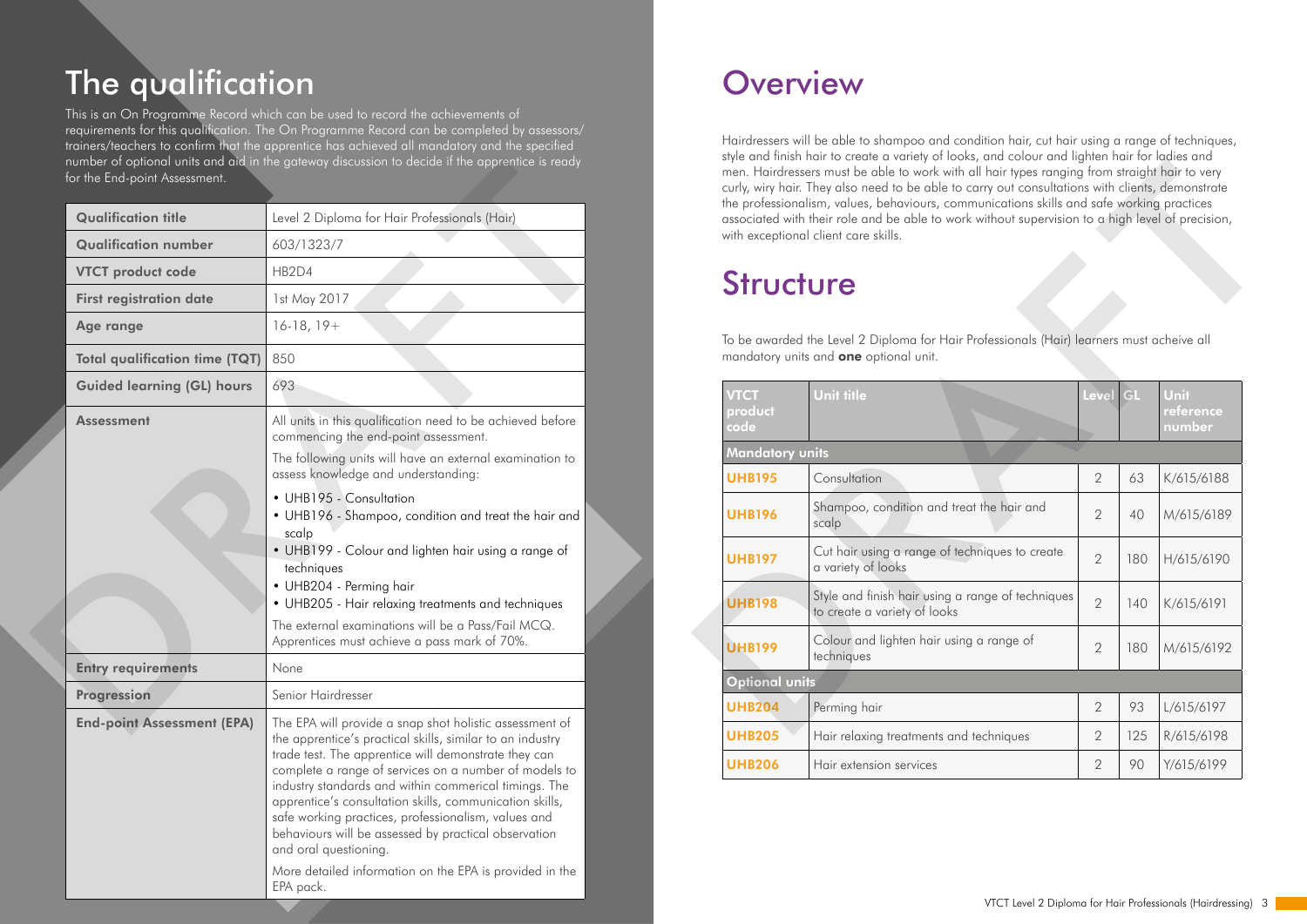# The qualification

This is an On Programme Record which can be used to record the achievements of requirements for this qualification. The On Programme Record can be completed by assessors/trainers/teachers to confirm that the apprentice has achieved all mandatory and the specified number of optional units and aid in the gateway discussion to decide if the apprentice is ready for the End-point Assessment.

| | |
|---|---|
| **Qualification title** | Level 2 Diploma for Hair Professionals (Hair) |
| **Qualification number** | 603/1323/7 |
| **VTCT product code** | HB2D4 |
| **First registration date** | 1st May 2017 |
| **Age range** | 16-18, 19+ |
| **Total qualification time (TQT)** | 850 |
| **Guided learning (GL) hours** | 693 |
| **Assessment** | All units in this qualification need to be achieved before commencing the end-point assessment.<br>The following units will have an external examination to assess knowledge and understanding:<br>• UHB195 - Consultation<br>• UHB196 - Shampoo, condition and treat the hair and scalp<br>• UHB199 - Colour and lighten hair using a range of techniques<br>• UHB204 - Perming hair<br>• UHB205 - Hair relaxing treatments and techniques<br>The external examinations will be a Pass/Fail MCQ. Apprentices must achieve a pass mark of 70%. |
| **Entry requirements** | None |
| **Progression** | Senior Hairdresser |
| **End-point Assessment (EPA)** | The EPA will provide a snap shot holistic assessment of the apprentice's practical skills, similar to an industry trade test. The apprentice will demonstrate they can complete a range of services on a number of models to industry standards and within commerical timings. The apprentice's consultation skills, communication skills, safe working practices, professionalism, values and behaviours will be assessed by practical observation and oral questioning.<br>More detailed information on the EPA is provided in the EPA pack. |

# Overview

Hairdressers will be able to shampoo and condition hair, cut hair using a range of techniques, style and finish hair to create a variety of looks, and colour and lighten hair for ladies and men. Hairdressers must be able to work with all hair types ranging from straight hair to very curly, wiry hair. They also need to be able to carry out consultations with clients, demonstrate the professionalism, values, behaviours, communications skills and safe working practices associated with their role and be able to work without supervision to a high level of precision, with exceptional client care skills.

# Structure

To be awarded the Level 2 Diploma for Hair Professionals (Hair) learners must acheive all mandatory units and **one** optional unit.

| VTCT product code | Unit title | Level | GL | Unit reference number |
|---|---|---|---|---|
| **Mandatory units** | | | | |
| **UHB195** | Consultation | 2 | 63 | K/615/6188 |
| **UHB196** | Shampoo, condition and treat the hair and scalp | 2 | 40 | M/615/6189 |
| **UHB197** | Cut hair using a range of techniques to create a variety of looks | 2 | 180 | H/615/6190 |
| **UHB198** | Style and finish hair using a range of techniques to create a variety of looks | 2 | 140 | K/615/6191 |
| **UHB199** | Colour and lighten hair using a range of techniques | 2 | 180 | M/615/6192 |
| **Optional units** | | | | |
| **UHB204** | Perming hair | 2 | 93 | L/615/6197 |
| **UHB205** | Hair relaxing treatments and techniques | 2 | 125 | R/615/6198 |
| **UHB206** | Hair extension services | 2 | 90 | Y/615/6199 |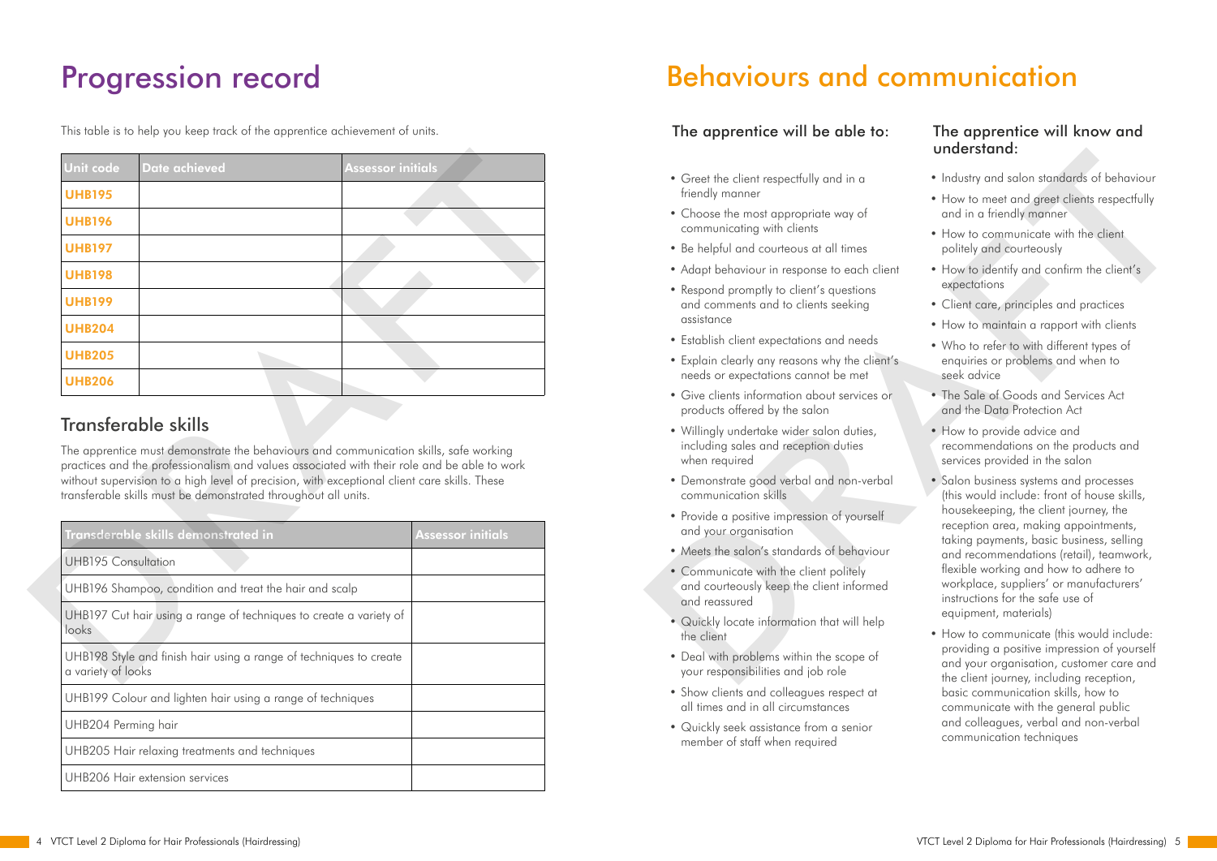# Progression record

This table is to help you keep track of the apprentice achievement of units.

| Unit code | Date achieved | Assessor initials |
|---|---|---|
| **UHB195** | | |
| **UHB196** | | |
| **UHB197** | | |
| **UHB198** | | |
| **UHB199** | | |
| **UHB204** | | |
| **UHB205** | | |
| **UHB206** | | |

## Transferable skills

The apprentice must demonstrate the behaviours and communication skills, safe working practices and the professionalism and values associated with their role and be able to work without supervision to a high level of precision, with exceptional client care skills. These transferable skills must be demonstrated throughout all units.

| Transferable skills demonstrated in | Assessor initials |
|---|---|
| UHB195 Consultation | |
| UHB196 Shampoo, condition and treat the hair and scalp | |
| UHB197 Cut hair using a range of techniques to create a variety of looks | |
| UHB198 Style and finish hair using a range of techniques to create a variety of looks | |
| UHB199 Colour and lighten hair using a range of techniques | |
| UHB204 Perming hair | |
| UHB205 Hair relaxing treatments and techniques | |
| UHB206 Hair extension services | |

# Behaviours and communication

### The apprentice will be able to:

- Greet the client respectfully and in a friendly manner
- Choose the most appropriate way of communicating with clients
- Be helpful and courteous at all times
- Adapt behaviour in response to each client
- Respond promptly to client's questions and comments and to clients seeking assistance
- Establish client expectations and needs
- Explain clearly any reasons why the client's needs or expectations cannot be met
- Give clients information about services or products offered by the salon
- Willingly undertake wider salon duties, including sales and reception duties when required
- Demonstrate good verbal and non-verbal communication skills
- Provide a positive impression of yourself and your organisation
- Meets the salon's standards of behaviour
- Communicate with the client politely and courteously keep the client informed and reassured
- Quickly locate information that will help the client
- Deal with problems within the scope of your responsibilities and job role
- Show clients and colleagues respect at all times and in all circumstances
- Quickly seek assistance from a senior member of staff when required

### The apprentice will know and understand:

- Industry and salon standards of behaviour
- How to meet and greet clients respectfully and in a friendly manner
- How to communicate with the client politely and courteously
- How to identify and confirm the client's expectations
- Client care, principles and practices
- How to maintain a rapport with clients
- Who to refer to with different types of enquiries or problems and when to seek advice
- The Sale of Goods and Services Act and the Data Protection Act
- How to provide advice and recommendations on the products and services provided in the salon
- Salon business systems and processes (this would include: front of house skills, housekeeping, the client journey, the reception area, making appointments, taking payments, basic business, selling and recommendations (retail), teamwork, flexible working and how to adhere to workplace, suppliers' or manufacturers' instructions for the safe use of equipment, materials)
- How to communicate (this would include: providing a positive impression of yourself and your organisation, customer care and the client journey, including reception, basic communication skills, how to communicate with the general public and colleagues, verbal and non-verbal communication techniques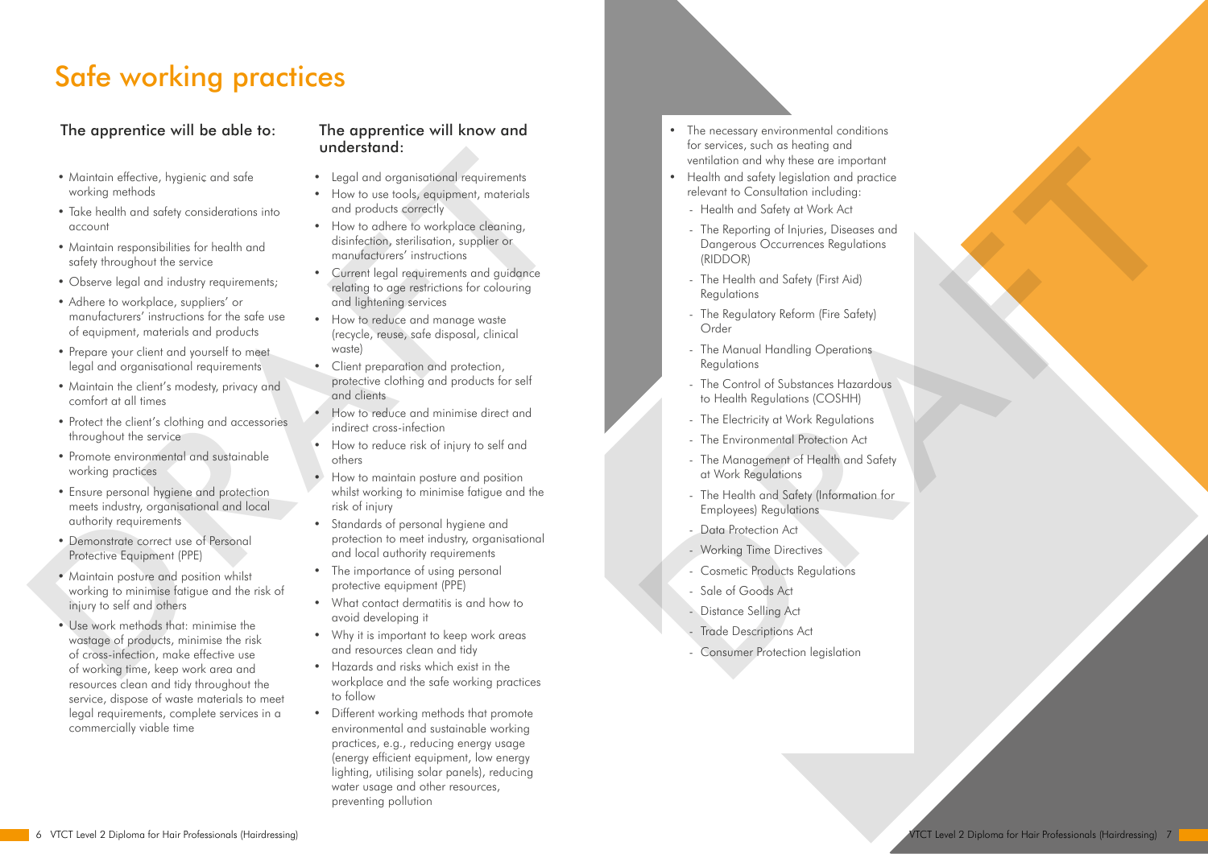# Safe working practices

### The apprentice will be able to:

- Maintain effective, hygienic and safe working methods
- Take health and safety considerations into account
- Maintain responsibilities for health and safety throughout the service
- Observe legal and industry requirements;
- Adhere to workplace, suppliers' or manufacturers' instructions for the safe use of equipment, materials and products
- Prepare your client and yourself to meet legal and organisational requirements
- Maintain the client's modesty, privacy and comfort at all times
- Protect the client's clothing and accessories throughout the service
- Promote environmental and sustainable working practices
- Ensure personal hygiene and protection meets industry, organisational and local authority requirements
- Demonstrate correct use of Personal Protective Equipment (PPE)
- Maintain posture and position whilst working to minimise fatigue and the risk of injury to self and others
- Use work methods that: minimise the wastage of products, minimise the risk of cross-infection, make effective use of working time, keep work area and resources clean and tidy throughout the service, dispose of waste materials to meet legal requirements, complete services in a commercially viable time

### The apprentice will know and understand:

- Legal and organisational requirements
- How to use tools, equipment, materials and products correctly
- How to adhere to workplace cleaning, disinfection, sterilisation, supplier or manufacturers' instructions
- Current legal requirements and guidance relating to age restrictions for colouring and lightening services
- How to reduce and manage waste (recycle, reuse, safe disposal, clinical waste)
- Client preparation and protection, protective clothing and products for self and clients
- How to reduce and minimise direct and indirect cross-infection
- How to reduce risk of injury to self and others
- How to maintain posture and position whilst working to minimise fatigue and the risk of injury
- Standards of personal hygiene and protection to meet industry, organisational and local authority requirements
- The importance of using personal protective equipment (PPE)
- What contact dermatitis is and how to avoid developing it
- Why it is important to keep work areas and resources clean and tidy
- Hazards and risks which exist in the workplace and the safe working practices to follow
- Different working methods that promote environmental and sustainable working practices, e.g., reducing energy usage (energy efficient equipment, low energy lighting, utilising solar panels), reducing water usage and other resources, preventing pollution
- The necessary environmental conditions for services, such as heating and ventilation and why these are important
- Health and safety legislation and practice relevant to Consultation including:
  - Health and Safety at Work Act
  - The Reporting of Injuries, Diseases and Dangerous Occurrences Regulations (RIDDOR)
  - The Health and Safety (First Aid) Regulations
  - The Regulatory Reform (Fire Safety) Order
  - The Manual Handling Operations Regulations
  - The Control of Substances Hazardous to Health Regulations (COSHH)
  - The Electricity at Work Regulations
  - The Environmental Protection Act
  - The Management of Health and Safety at Work Regulations
  - The Health and Safety (Information for Employees) Regulations
  - Data Protection Act
  - Working Time Directives
  - Cosmetic Products Regulations
  - Sale of Goods Act
  - Distance Selling Act
  - Trade Descriptions Act
  - Consumer Protection legislation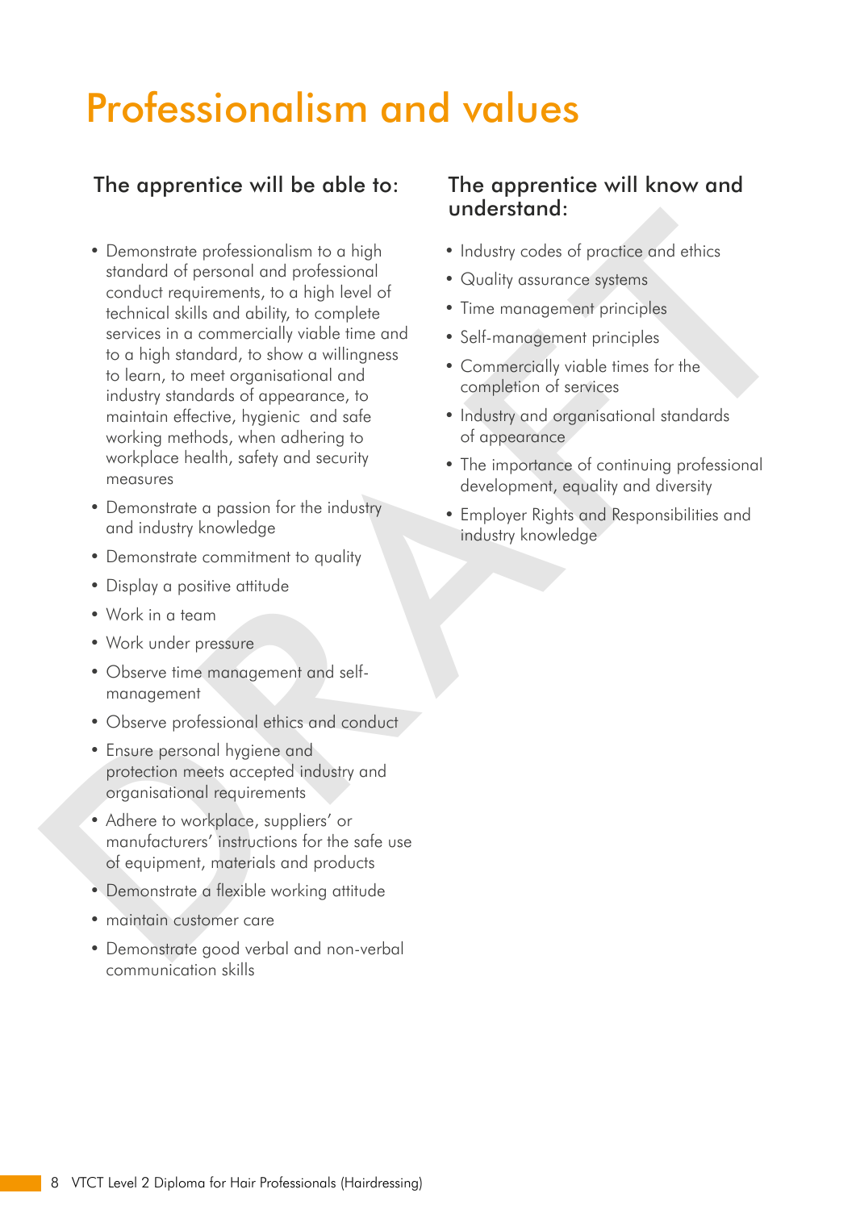# Professionalism and values

## The apprentice will be able to:

- Demonstrate professionalism to a high standard of personal and professional conduct requirements, to a high level of technical skills and ability, to complete services in a commercially viable time and to a high standard, to show a willingness to learn, to meet organisational and industry standards of appearance, to maintain effective, hygienic and safe working methods, when adhering to workplace health, safety and security measures
- Demonstrate a passion for the industry and industry knowledge
- Demonstrate commitment to quality
- Display a positive attitude
- Work in a team
- Work under pressure
- Observe time management and self-management
- Observe professional ethics and conduct
- Ensure personal hygiene and protection meets accepted industry and organisational requirements
- Adhere to workplace, suppliers' or manufacturers' instructions for the safe use of equipment, materials and products
- Demonstrate a flexible working attitude
- maintain customer care
- Demonstrate good verbal and non-verbal communication skills

## The apprentice will know and understand:

- Industry codes of practice and ethics
- Quality assurance systems
- Time management principles
- Self-management principles
- Commercially viable times for the completion of services
- Industry and organisational standards of appearance
- The importance of continuing professional development, equality and diversity
- Employer Rights and Responsibilities and industry knowledge